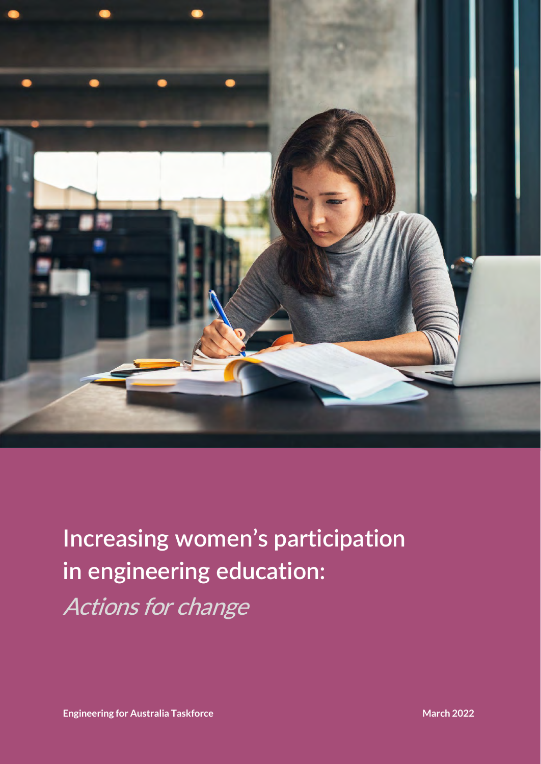# Increasing women's participation in engineering education:

*Actions for change*

**Engineering for Australia Taskforce** **March 2022**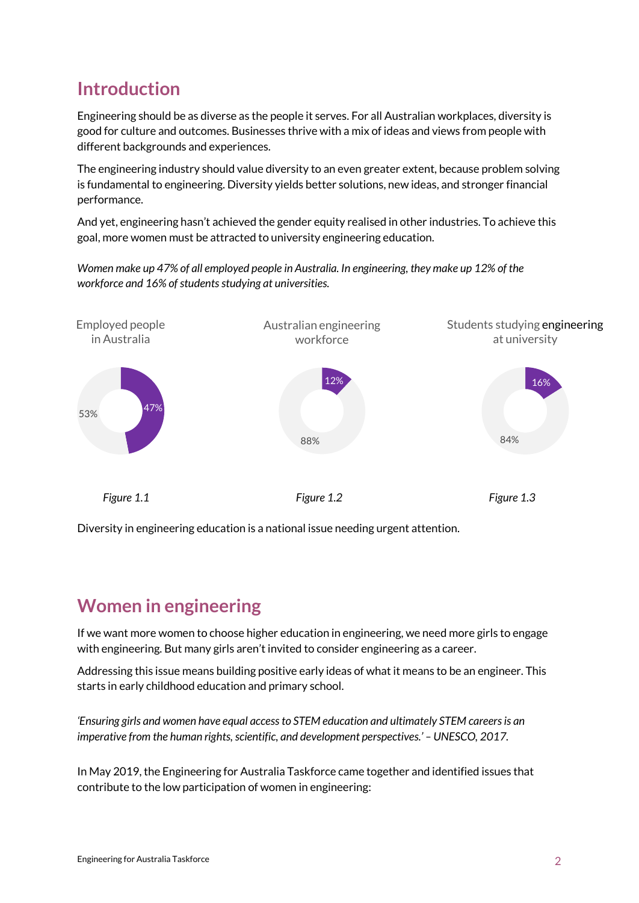## Introduction

Engineering should be as diverse as the people it serves. For all Australian workplaces, diversity is good for culture and outcomes. Businesses thrive with a mix of ideas and views from people with different backgrounds and experiences.

The engineering industry should value diversity to an even greater extent, because problem solving is fundamental to engineering. Diversity yields better solutions, new ideas, and stronger financial performance.

And yet, engineering hasn't achieved the gender equity realised in other industries. To achieve this goal, more women must be attracted to university engineering education.

*Women make up 47% of all employed people in Australia. In engineering, they make up 12% of the workforce and 16% of students studying at universities.*

Employed people in Australia

47%

53%

*Figure 1.1*

Australian engineering workforce

12%

88%

*Figure 1.2*

Students studying engineering at university

16%

84%

*Figure 1.3*

Diversity in engineering education is a national issue needing urgent attention.

## Women in engineering

If we want more women to choose higher education in engineering, we need more girls to engage with engineering. But many girls aren't invited to consider engineering as a career.

Addressing this issue means building positive early ideas of what it means to be an engineer. This starts in early childhood education and primary school.

*'Ensuring girls and women have equal access to STEM education and ultimately STEM careers is an imperative from the human rights, scientific, and development perspectives.' – UNESCO, 2017.*

In May 2019, the Engineering for Australia Taskforce came together and identified issues that contribute to the low participation of women in engineering: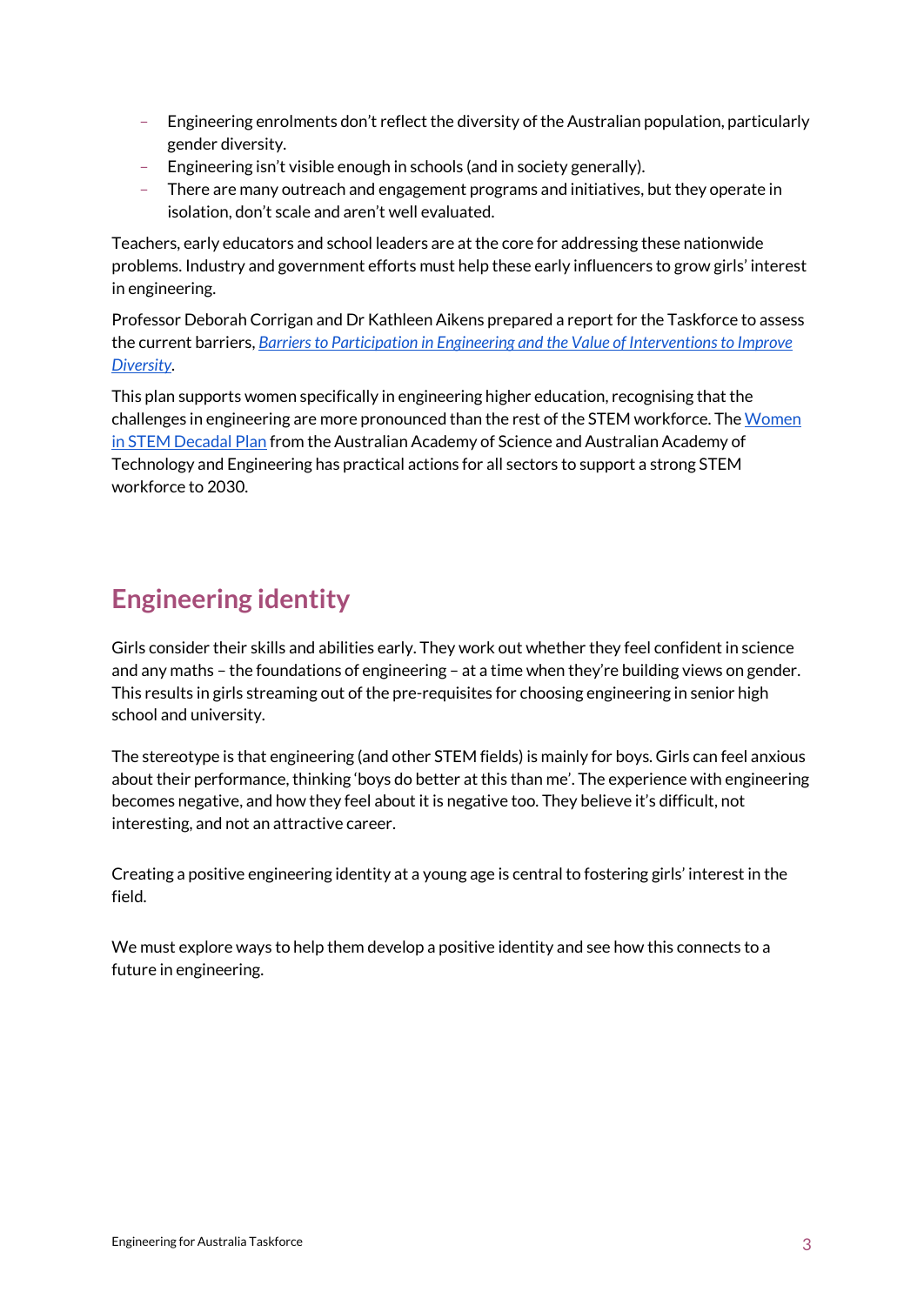- Engineering enrolments don't reflect the diversity of the Australian population, particularly gender diversity.
- Engineering isn't visible enough in schools (and in society generally).
- There are many outreach and engagement programs and initiatives, but they operate in isolation, don't scale and aren't well evaluated.

Teachers, early educators and school leaders are at the core for addressing these nationwide problems. Industry and government efforts must help these early influencers to grow girls' interest in engineering.

Professor Deborah Corrigan and Dr Kathleen Aikens prepared a report for the Taskforce to assess the current barriers, *Barriers to Participation in Engineering and the Value of Interventions to Improve Diversity*.

This plan supports women specifically in engineering higher education, recognising that the challenges in engineering are more pronounced than the rest of the STEM workforce. The Women in STEM Decadal Plan from the Australian Academy of Science and Australian Academy of Technology and Engineering has practical actions for all sectors to support a strong STEM workforce to 2030.

## Engineering identity

Girls consider their skills and abilities early. They work out whether they feel confident in science and any maths – the foundations of engineering – at a time when they're building views on gender. This results in girls streaming out of the pre-requisites for choosing engineering in senior high school and university.

The stereotype is that engineering (and other STEM fields) is mainly for boys. Girls can feel anxious about their performance, thinking 'boys do better at this than me'. The experience with engineering becomes negative, and how they feel about it is negative too. They believe it's difficult, not interesting, and not an attractive career.

Creating a positive engineering identity at a young age is central to fostering girls' interest in the field.

We must explore ways to help them develop a positive identity and see how this connects to a future in engineering.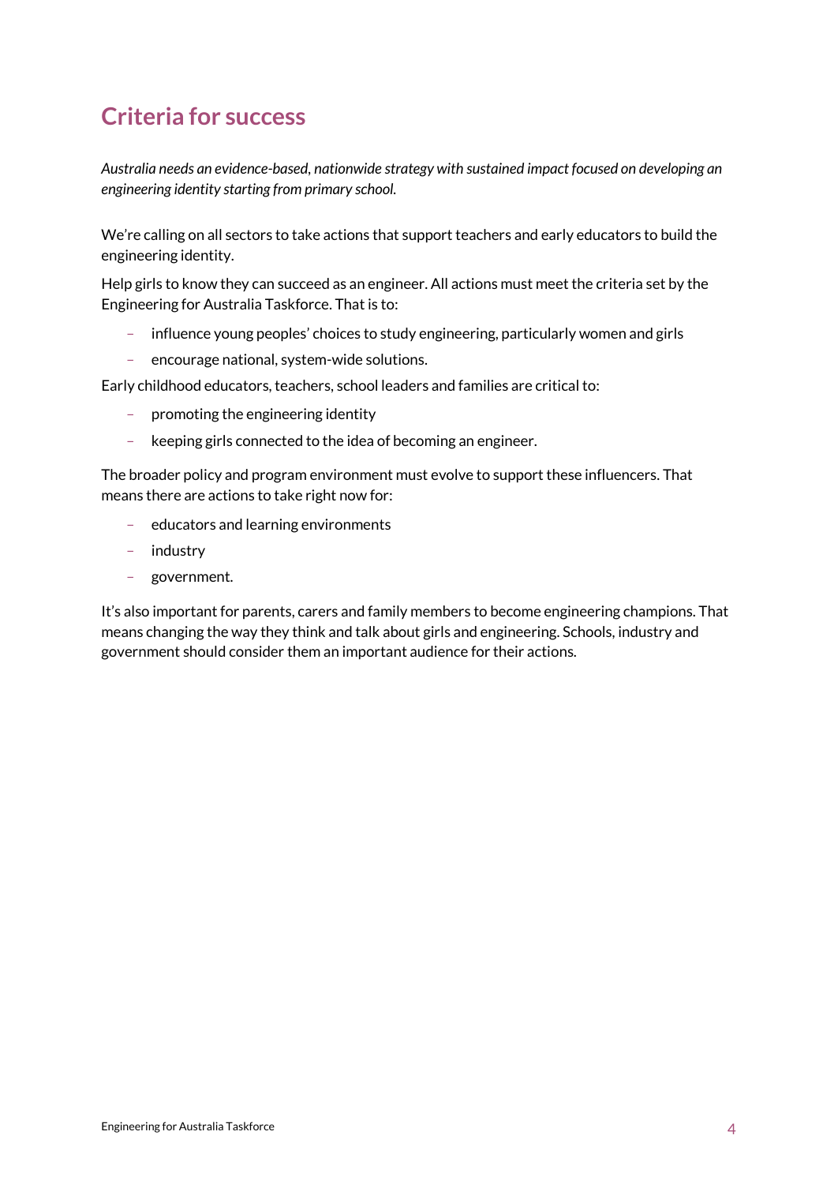## Criteria for success

*Australia needs an evidence-based, nationwide strategy with sustained impact focused on developing an engineering identity starting from primary school.*

We're calling on all sectors to take actions that support teachers and early educators to build the engineering identity.

Help girls to know they can succeed as an engineer. All actions must meet the criteria set by the Engineering for Australia Taskforce. That is to:

- influence young peoples' choices to study engineering, particularly women and girls
- encourage national, system-wide solutions.

Early childhood educators, teachers, school leaders and families are critical to:

- promoting the engineering identity
- keeping girls connected to the idea of becoming an engineer.

The broader policy and program environment must evolve to support these influencers. That means there are actions to take right now for:

- educators and learning environments
- industry
- government.

It's also important for parents, carers and family members to become engineering champions. That means changing the way they think and talk about girls and engineering. Schools, industry and government should consider them an important audience for their actions.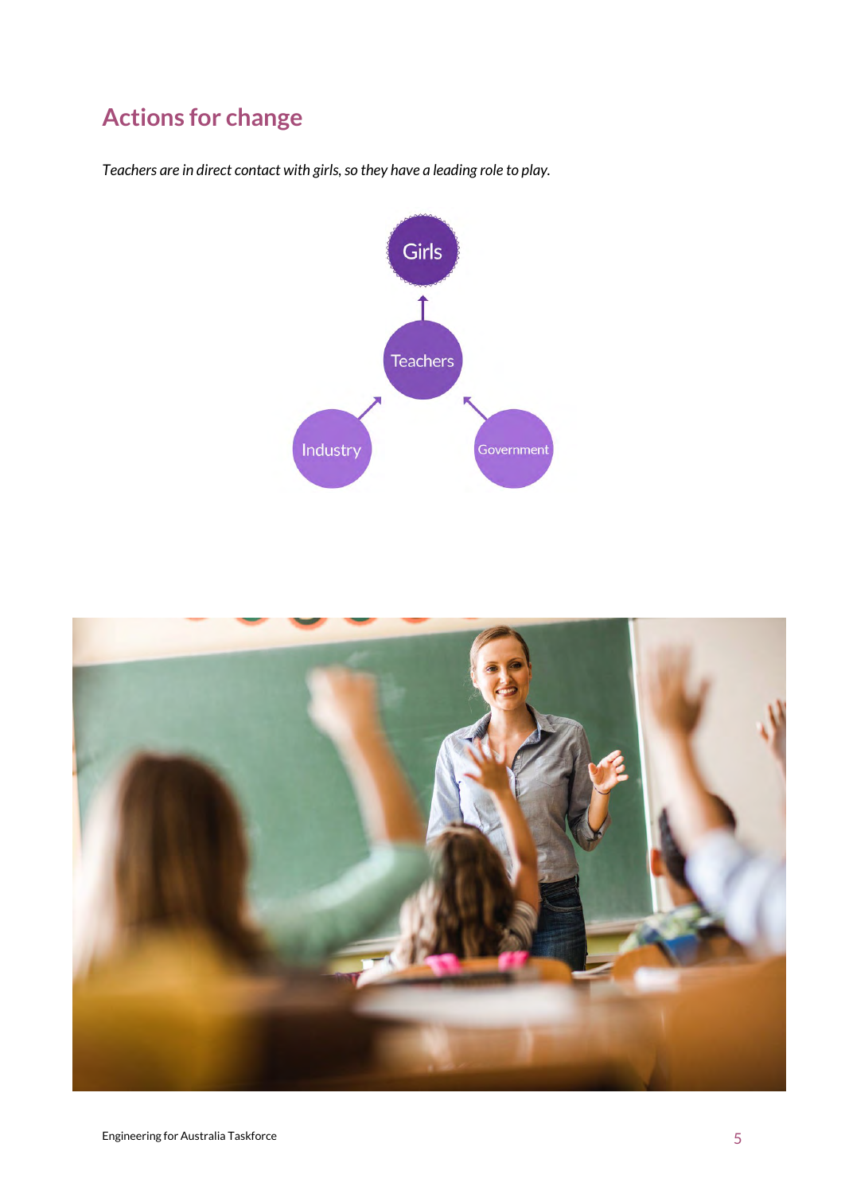## Actions for change

*Teachers are in direct contact with girls, so they have a leading role to play.*

Girls

Teachers

Industry

Government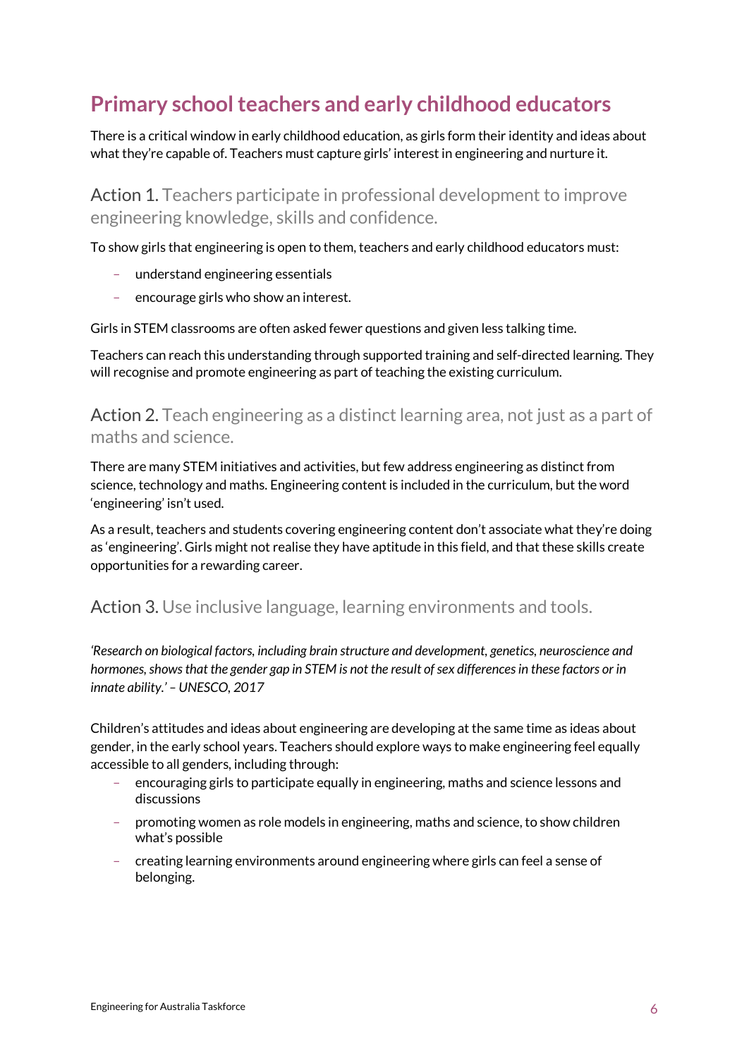## Primary school teachers and early childhood educators

There is a critical window in early childhood education, as girls form their identity and ideas about what they're capable of. Teachers must capture girls' interest in engineering and nurture it.

### Action 1. Teachers participate in professional development to improve engineering knowledge, skills and confidence.

To show girls that engineering is open to them, teachers and early childhood educators must:

- understand engineering essentials
- encourage girls who show an interest.

Girls in STEM classrooms are often asked fewer questions and given less talking time.

Teachers can reach this understanding through supported training and self-directed learning. They will recognise and promote engineering as part of teaching the existing curriculum.

### Action 2. Teach engineering as a distinct learning area, not just as a part of maths and science.

There are many STEM initiatives and activities, but few address engineering as distinct from science, technology and maths. Engineering content is included in the curriculum, but the word 'engineering' isn't used.

As a result, teachers and students covering engineering content don't associate what they're doing as 'engineering'. Girls might not realise they have aptitude in this field, and that these skills create opportunities for a rewarding career.

### Action 3. Use inclusive language, learning environments and tools.

*'Research on biological factors, including brain structure and development, genetics, neuroscience and hormones, shows that the gender gap in STEM is not the result of sex differences in these factors or in innate ability.' – UNESCO, 2017*

Children's attitudes and ideas about engineering are developing at the same time as ideas about gender, in the early school years. Teachers should explore ways to make engineering feel equally accessible to all genders, including through:

- encouraging girls to participate equally in engineering, maths and science lessons and discussions
- promoting women as role models in engineering, maths and science, to show children what's possible
- creating learning environments around engineering where girls can feel a sense of belonging.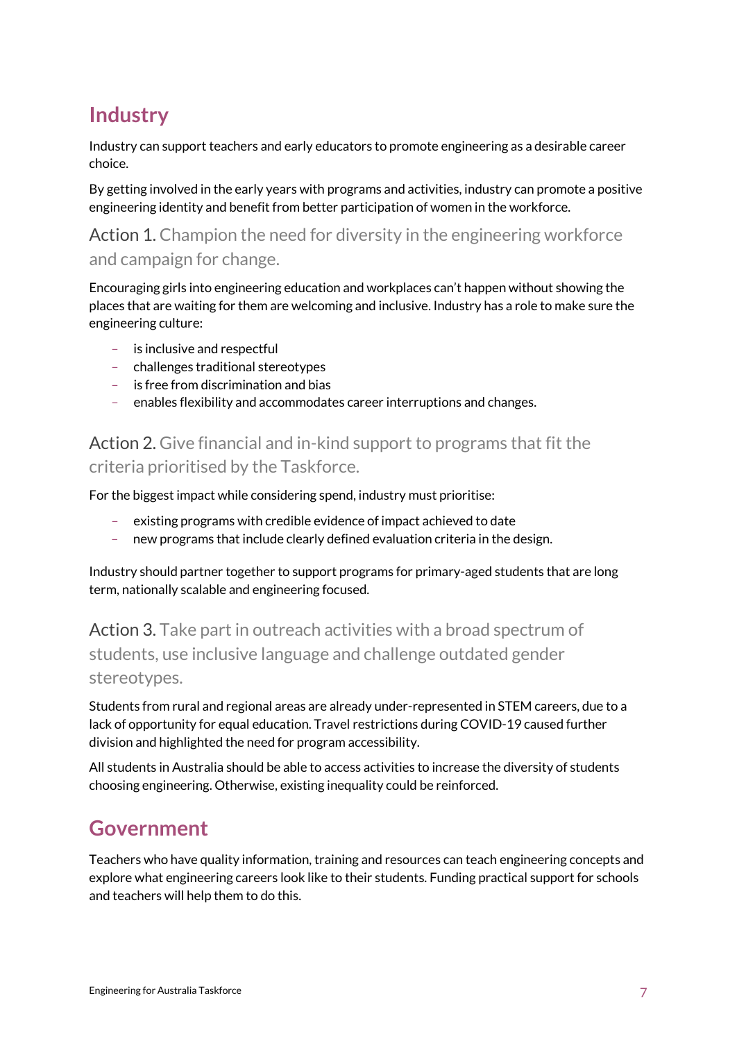## Industry

Industry can support teachers and early educators to promote engineering as a desirable career choice.

By getting involved in the early years with programs and activities, industry can promote a positive engineering identity and benefit from better participation of women in the workforce.

### Action 1. Champion the need for diversity in the engineering workforce and campaign for change.

Encouraging girls into engineering education and workplaces can't happen without showing the places that are waiting for them are welcoming and inclusive. Industry has a role to make sure the engineering culture:

- is inclusive and respectful
- challenges traditional stereotypes
- is free from discrimination and bias
- enables flexibility and accommodates career interruptions and changes.

### Action 2. Give financial and in-kind support to programs that fit the criteria prioritised by the Taskforce.

For the biggest impact while considering spend, industry must prioritise:

- existing programs with credible evidence of impact achieved to date
- new programs that include clearly defined evaluation criteria in the design.

Industry should partner together to support programs for primary-aged students that are long term, nationally scalable and engineering focused.

### Action 3. Take part in outreach activities with a broad spectrum of students, use inclusive language and challenge outdated gender stereotypes.

Students from rural and regional areas are already under-represented in STEM careers, due to a lack of opportunity for equal education. Travel restrictions during COVID-19 caused further division and highlighted the need for program accessibility.

All students in Australia should be able to access activities to increase the diversity of students choosing engineering. Otherwise, existing inequality could be reinforced.

## Government

Teachers who have quality information, training and resources can teach engineering concepts and explore what engineering careers look like to their students. Funding practical support for schools and teachers will help them to do this.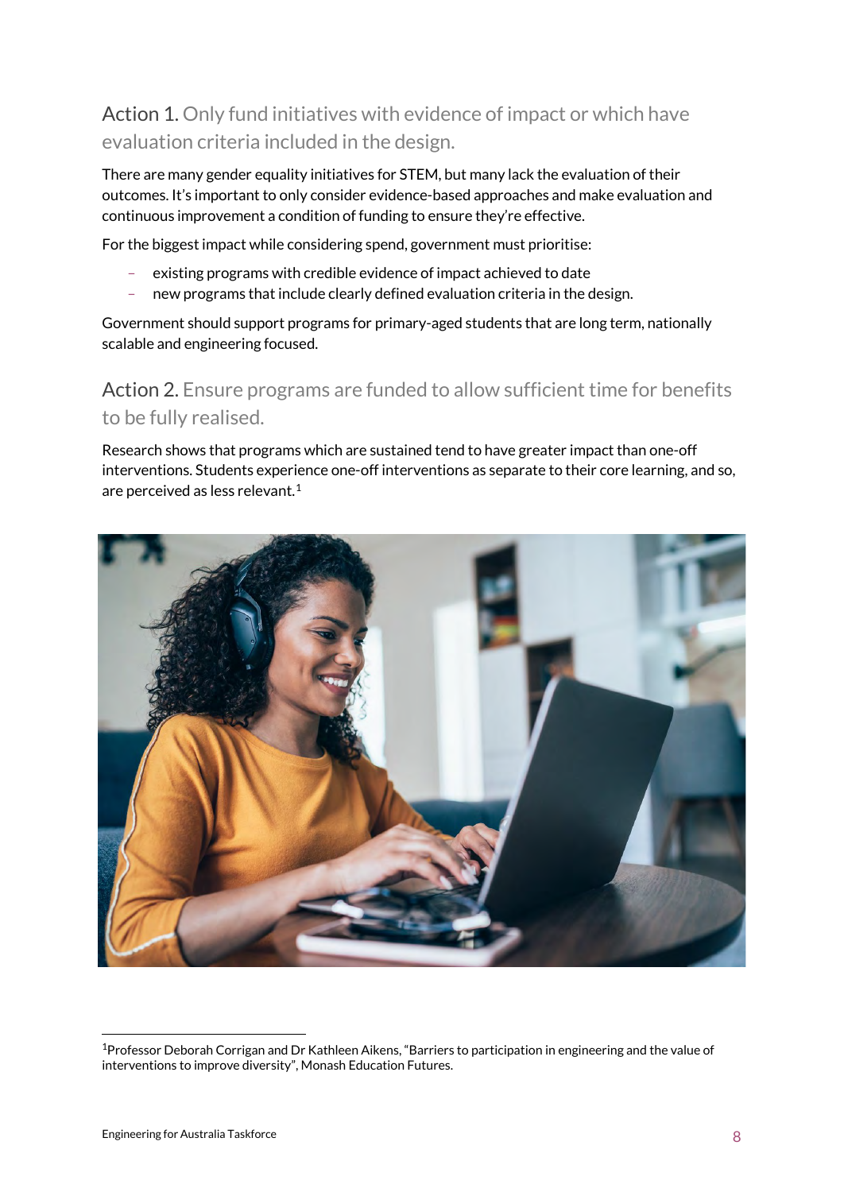## Action 1. Only fund initiatives with evidence of impact or which have evaluation criteria included in the design.

There are many gender equality initiatives for STEM, but many lack the evaluation of their outcomes. It's important to only consider evidence-based approaches and make evaluation and continuous improvement a condition of funding to ensure they're effective.

For the biggest impact while considering spend, government must prioritise:

- existing programs with credible evidence of impact achieved to date
- new programs that include clearly defined evaluation criteria in the design.

Government should support programs for primary-aged students that are long term, nationally scalable and engineering focused.

## Action 2. Ensure programs are funded to allow sufficient time for benefits to be fully realised.

Research shows that programs which are sustained tend to have greater impact than one-off interventions. Students experience one-off interventions as separate to their core learning, and so, are perceived as less relevant.[1]

[1]Professor Deborah Corrigan and Dr Kathleen Aikens, "Barriers to participation in engineering and the value of interventions to improve diversity", Monash Education Futures.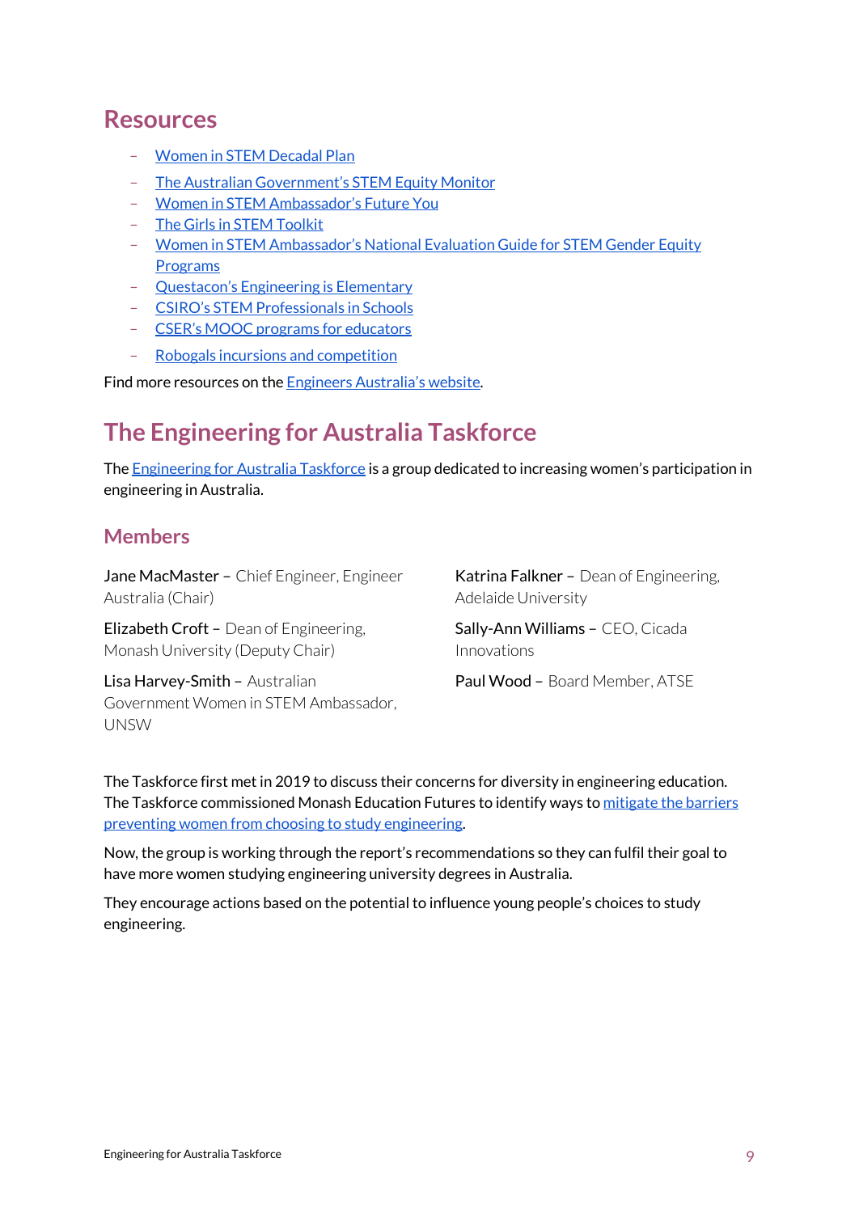## Resources

- Women in STEM Decadal Plan
- The Australian Government's STEM Equity Monitor
- Women in STEM Ambassador's Future You
- The Girls in STEM Toolkit
- Women in STEM Ambassador's National Evaluation Guide for STEM Gender Equity Programs
- Questacon's Engineering is Elementary
- CSIRO's STEM Professionals in Schools
- CSER's MOOC programs for educators
- Robogals incursions and competition

Find more resources on the Engineers Australia's website.

## The Engineering for Australia Taskforce

The Engineering for Australia Taskforce is a group dedicated to increasing women's participation in engineering in Australia.

### Members

Jane MacMaster – Chief Engineer, Engineer Australia (Chair)

Elizabeth Croft – Dean of Engineering, Monash University (Deputy Chair)

Lisa Harvey-Smith – Australian Government Women in STEM Ambassador, UNSW

Katrina Falkner – Dean of Engineering, Adelaide University

Sally-Ann Williams – CEO, Cicada Innovations

Paul Wood – Board Member, ATSE

The Taskforce first met in 2019 to discuss their concerns for diversity in engineering education. The Taskforce commissioned Monash Education Futures to identify ways to mitigate the barriers preventing women from choosing to study engineering.

Now, the group is working through the report's recommendations so they can fulfil their goal to have more women studying engineering university degrees in Australia.

They encourage actions based on the potential to influence young people's choices to study engineering.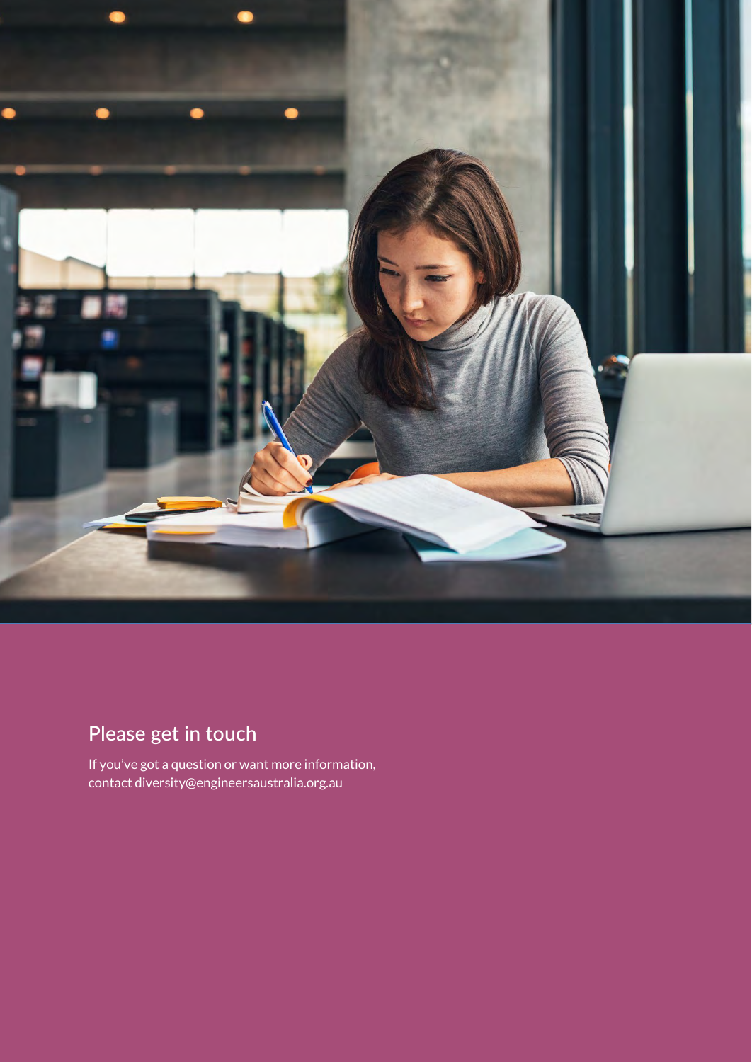## Please get in touch

If you've got a question or want more information, contact diversity@engineersaustralia.org.au